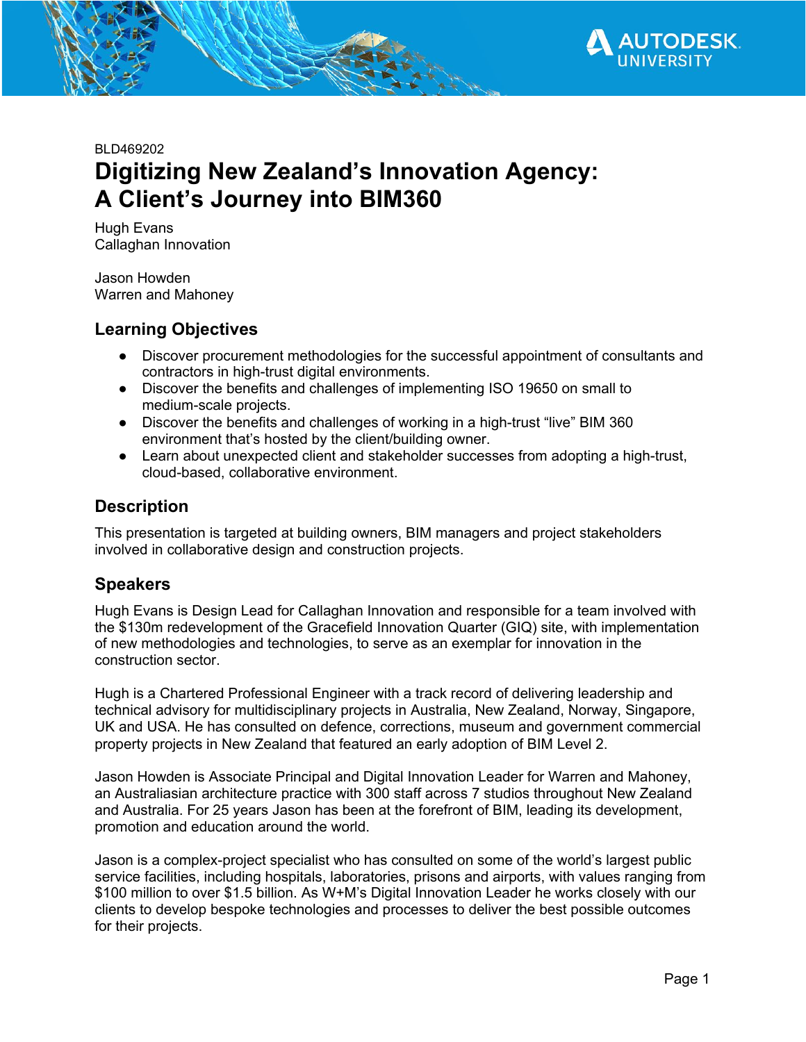BLD469202

# Digitizing New Zealand's Innovation Agency: A Client's Journey into BIM360

Hugh Evans
Callaghan Innovation

Jason Howden
Warren and Mahoney

## Learning Objectives

- Discover procurement methodologies for the successful appointment of consultants and contractors in high-trust digital environments.
- Discover the benefits and challenges of implementing ISO 19650 on small to medium-scale projects.
- Discover the benefits and challenges of working in a high-trust "live" BIM 360 environment that's hosted by the client/building owner.
- Learn about unexpected client and stakeholder successes from adopting a high-trust, cloud-based, collaborative environment.

## Description

This presentation is targeted at building owners, BIM managers and project stakeholders involved in collaborative design and construction projects.

## Speakers

Hugh Evans is Design Lead for Callaghan Innovation and responsible for a team involved with the $130m redevelopment of the Gracefield Innovation Quarter (GIQ) site, with implementation of new methodologies and technologies, to serve as an exemplar for innovation in the construction sector.

Hugh is a Chartered Professional Engineer with a track record of delivering leadership and technical advisory for multidisciplinary projects in Australia, New Zealand, Norway, Singapore, UK and USA. He has consulted on defence, corrections, museum and government commercial property projects in New Zealand that featured an early adoption of BIM Level 2.

Jason Howden is Associate Principal and Digital Innovation Leader for Warren and Mahoney, an Australiasian architecture practice with 300 staff across 7 studios throughout New Zealand and Australia. For 25 years Jason has been at the forefront of BIM, leading its development, promotion and education around the world.

Jason is a complex-project specialist who has consulted on some of the world's largest public service facilities, including hospitals, laboratories, prisons and airports, with values ranging from $100 million to over $1.5 billion. As W+M's Digital Innovation Leader he works closely with our clients to develop bespoke technologies and processes to deliver the best possible outcomes for their projects.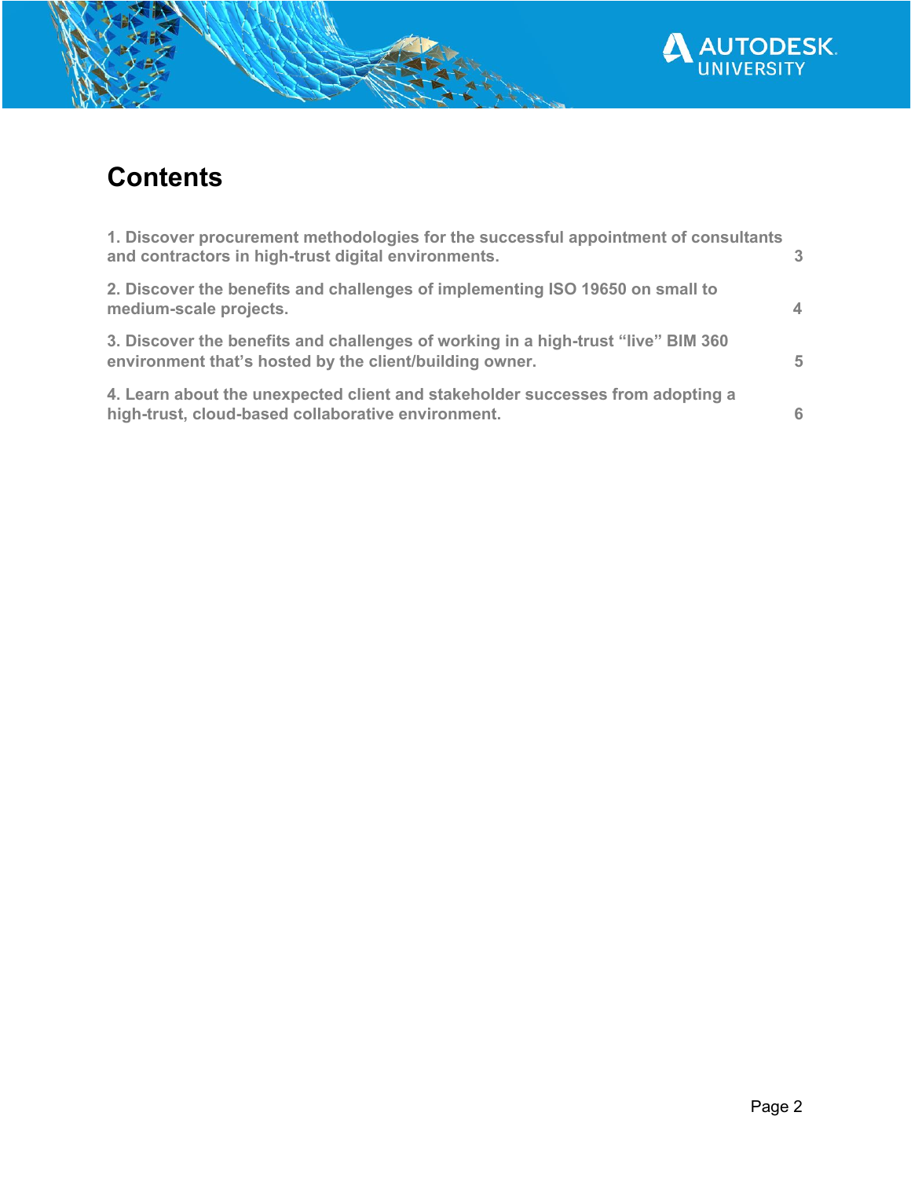# Contents

1. Discover procurement methodologies for the successful appointment of consultants and contractors in high-trust digital environments. 3

2. Discover the benefits and challenges of implementing ISO 19650 on small to medium-scale projects. 4

3. Discover the benefits and challenges of working in a high-trust "live" BIM 360 environment that's hosted by the client/building owner. 5

4. Learn about the unexpected client and stakeholder successes from adopting a high-trust, cloud-based collaborative environment. 6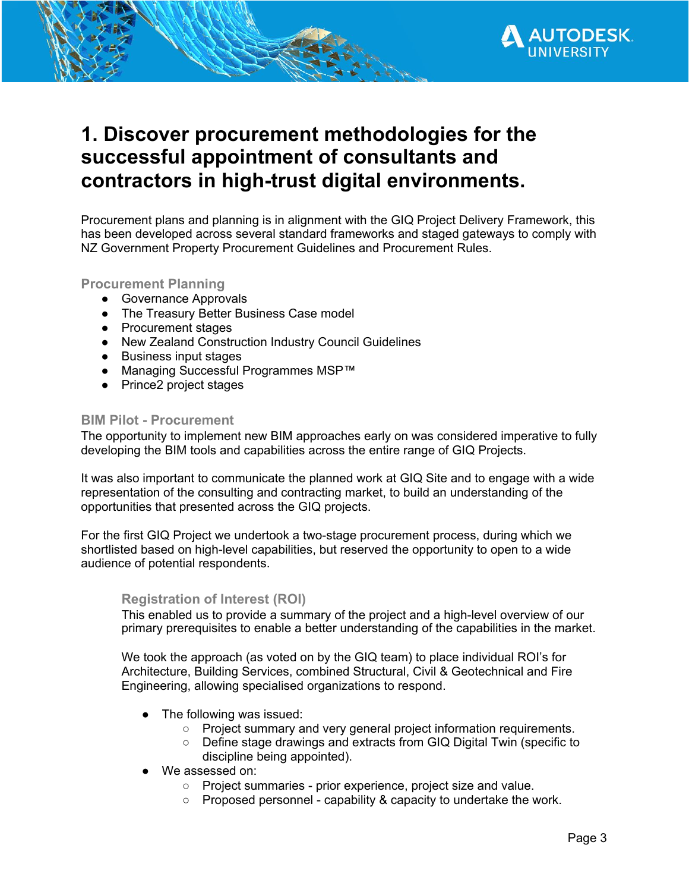# 1. Discover procurement methodologies for the successful appointment of consultants and contractors in high-trust digital environments.

Procurement plans and planning is in alignment with the GIQ Project Delivery Framework, this has been developed across several standard frameworks and staged gateways to comply with NZ Government Property Procurement Guidelines and Procurement Rules.

### Procurement Planning

- Governance Approvals
- The Treasury Better Business Case model
- Procurement stages
- New Zealand Construction Industry Council Guidelines
- Business input stages
- Managing Successful Programmes MSP™
- Prince2 project stages

### BIM Pilot - Procurement

The opportunity to implement new BIM approaches early on was considered imperative to fully developing the BIM tools and capabilities across the entire range of GIQ Projects.

It was also important to communicate the planned work at GIQ Site and to engage with a wide representation of the consulting and contracting market, to build an understanding of the opportunities that presented across the GIQ projects.

For the first GIQ Project we undertook a two-stage procurement process, during which we shortlisted based on high-level capabilities, but reserved the opportunity to open to a wide audience of potential respondents.

#### Registration of Interest (ROI)

This enabled us to provide a summary of the project and a high-level overview of our primary prerequisites to enable a better understanding of the capabilities in the market.

We took the approach (as voted on by the GIQ team) to place individual ROI's for Architecture, Building Services, combined Structural, Civil & Geotechnical and Fire Engineering, allowing specialised organizations to respond.

- The following was issued:
  - Project summary and very general project information requirements.
  - Define stage drawings and extracts from GIQ Digital Twin (specific to discipline being appointed).
- We assessed on:
  - Project summaries - prior experience, project size and value.
  - Proposed personnel - capability & capacity to undertake the work.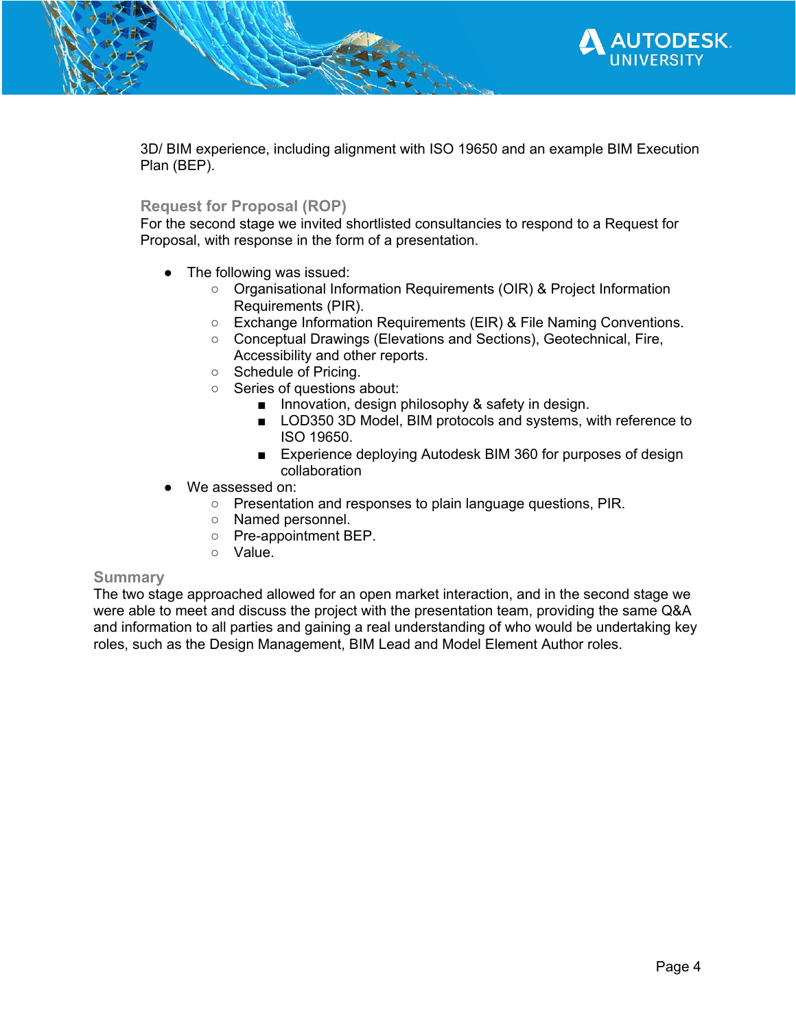3D/ BIM experience, including alignment with ISO 19650 and an example BIM Execution Plan (BEP).

### Request for Proposal (ROP)

For the second stage we invited shortlisted consultancies to respond to a Request for Proposal, with response in the form of a presentation.

- The following was issued:
  - Organisational Information Requirements (OIR) & Project Information Requirements (PIR).
  - Exchange Information Requirements (EIR) & File Naming Conventions.
  - Conceptual Drawings (Elevations and Sections), Geotechnical, Fire, Accessibility and other reports.
  - Schedule of Pricing.
  - Series of questions about:
    - Innovation, design philosophy & safety in design.
    - LOD350 3D Model, BIM protocols and systems, with reference to ISO 19650.
    - Experience deploying Autodesk BIM 360 for purposes of design collaboration
- We assessed on:
  - Presentation and responses to plain language questions, PIR.
  - Named personnel.
  - Pre-appointment BEP.
  - Value.

## Summary

The two stage approached allowed for an open market interaction, and in the second stage we were able to meet and discuss the project with the presentation team, providing the same Q&A and information to all parties and gaining a real understanding of who would be undertaking key roles, such as the Design Management, BIM Lead and Model Element Author roles.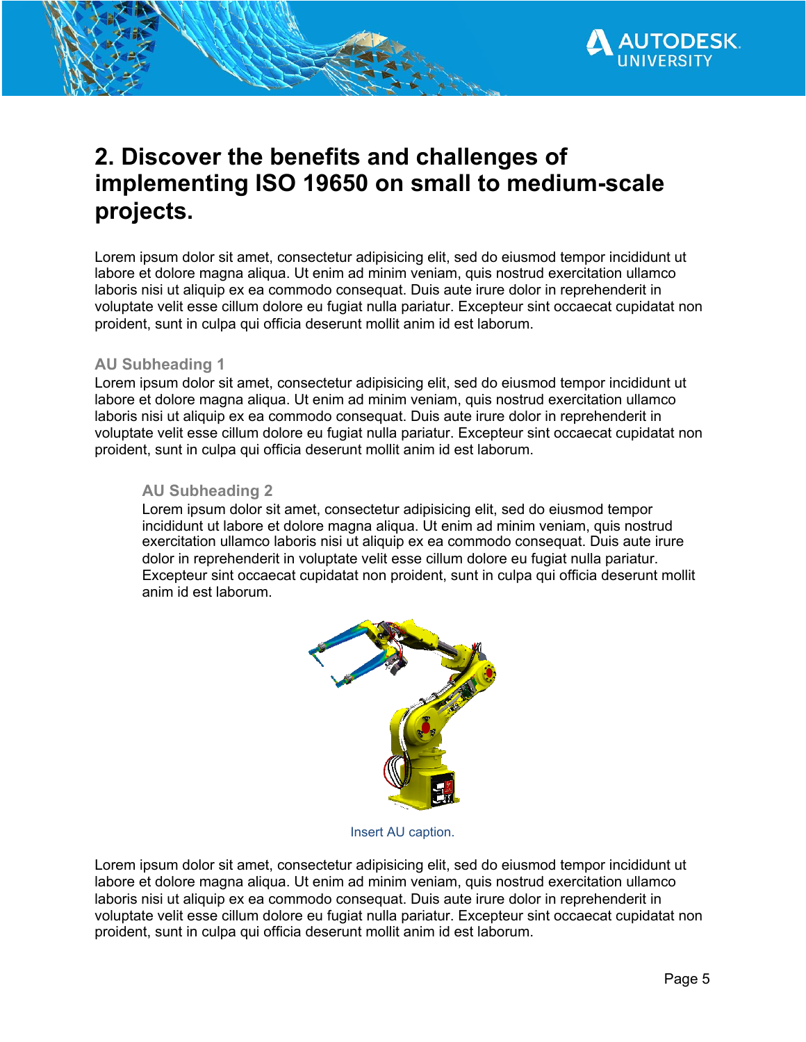## 2. Discover the benefits and challenges of implementing ISO 19650 on small to medium-scale projects.

Lorem ipsum dolor sit amet, consectetur adipisicing elit, sed do eiusmod tempor incididunt ut labore et dolore magna aliqua. Ut enim ad minim veniam, quis nostrud exercitation ullamco laboris nisi ut aliquip ex ea commodo consequat. Duis aute irure dolor in reprehenderit in voluptate velit esse cillum dolore eu fugiat nulla pariatur. Excepteur sint occaecat cupidatat non proident, sunt in culpa qui officia deserunt mollit anim id est laborum.

### AU Subheading 1

Lorem ipsum dolor sit amet, consectetur adipisicing elit, sed do eiusmod tempor incididunt ut labore et dolore magna aliqua. Ut enim ad minim veniam, quis nostrud exercitation ullamco laboris nisi ut aliquip ex ea commodo consequat. Duis aute irure dolor in reprehenderit in voluptate velit esse cillum dolore eu fugiat nulla pariatur. Excepteur sint occaecat cupidatat non proident, sunt in culpa qui officia deserunt mollit anim id est laborum.

#### AU Subheading 2

Lorem ipsum dolor sit amet, consectetur adipisicing elit, sed do eiusmod tempor incididunt ut labore et dolore magna aliqua. Ut enim ad minim veniam, quis nostrud exercitation ullamco laboris nisi ut aliquip ex ea commodo consequat. Duis aute irure dolor in reprehenderit in voluptate velit esse cillum dolore eu fugiat nulla pariatur. Excepteur sint occaecat cupidatat non proident, sunt in culpa qui officia deserunt mollit anim id est laborum.

Insert AU caption.

Lorem ipsum dolor sit amet, consectetur adipisicing elit, sed do eiusmod tempor incididunt ut labore et dolore magna aliqua. Ut enim ad minim veniam, quis nostrud exercitation ullamco laboris nisi ut aliquip ex ea commodo consequat. Duis aute irure dolor in reprehenderit in voluptate velit esse cillum dolore eu fugiat nulla pariatur. Excepteur sint occaecat cupidatat non proident, sunt in culpa qui officia deserunt mollit anim id est laborum.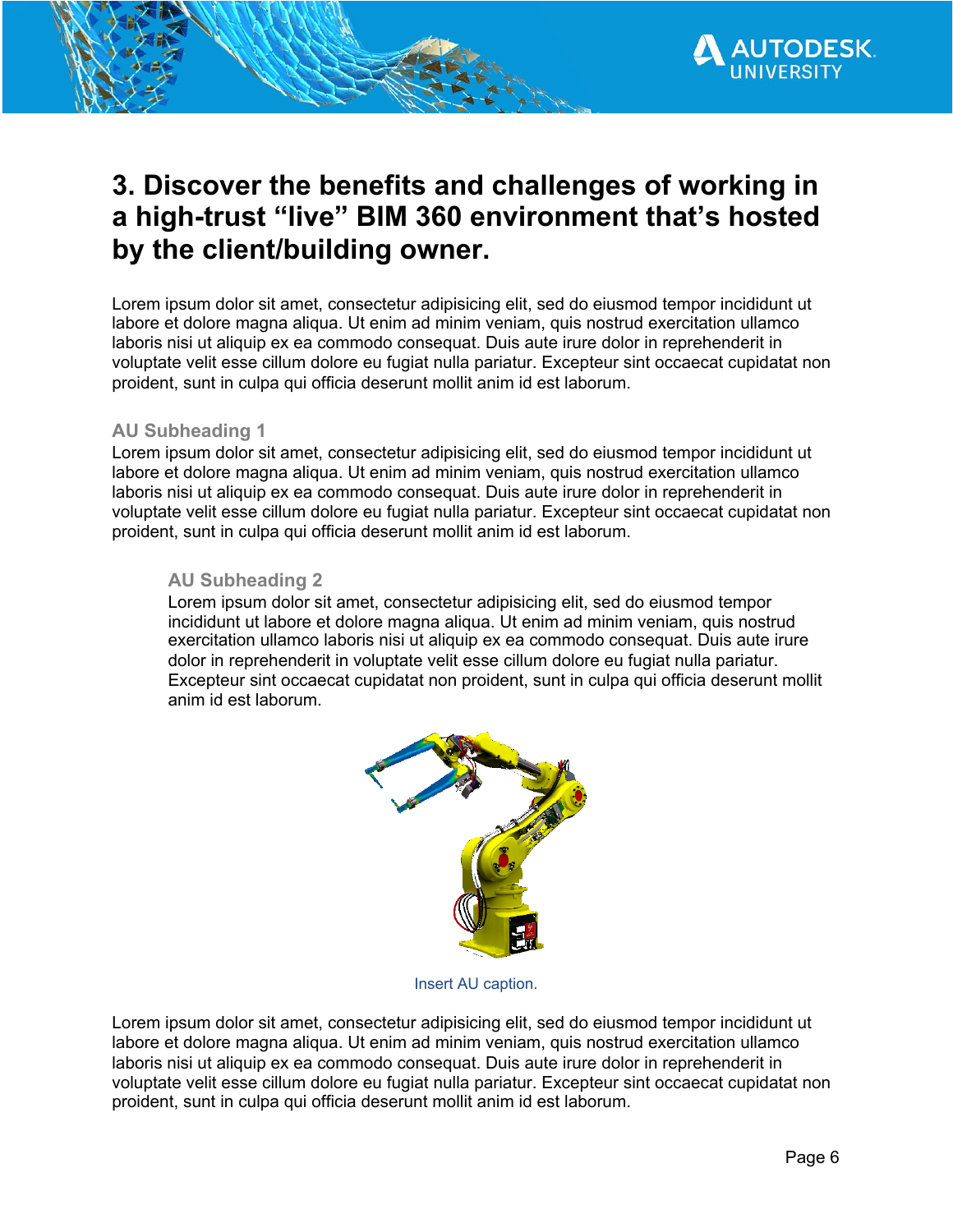# 3. Discover the benefits and challenges of working in a high-trust "live" BIM 360 environment that's hosted by the client/building owner.

Lorem ipsum dolor sit amet, consectetur adipisicing elit, sed do eiusmod tempor incididunt ut labore et dolore magna aliqua. Ut enim ad minim veniam, quis nostrud exercitation ullamco laboris nisi ut aliquip ex ea commodo consequat. Duis aute irure dolor in reprehenderit in voluptate velit esse cillum dolore eu fugiat nulla pariatur. Excepteur sint occaecat cupidatat non proident, sunt in culpa qui officia deserunt mollit anim id est laborum.

## AU Subheading 1

Lorem ipsum dolor sit amet, consectetur adipisicing elit, sed do eiusmod tempor incididunt ut labore et dolore magna aliqua. Ut enim ad minim veniam, quis nostrud exercitation ullamco laboris nisi ut aliquip ex ea commodo consequat. Duis aute irure dolor in reprehenderit in voluptate velit esse cillum dolore eu fugiat nulla pariatur. Excepteur sint occaecat cupidatat non proident, sunt in culpa qui officia deserunt mollit anim id est laborum.

### AU Subheading 2

Lorem ipsum dolor sit amet, consectetur adipisicing elit, sed do eiusmod tempor incididunt ut labore et dolore magna aliqua. Ut enim ad minim veniam, quis nostrud exercitation ullamco laboris nisi ut aliquip ex ea commodo consequat. Duis aute irure dolor in reprehenderit in voluptate velit esse cillum dolore eu fugiat nulla pariatur. Excepteur sint occaecat cupidatat non proident, sunt in culpa qui officia deserunt mollit anim id est laborum.

Insert AU caption.

Lorem ipsum dolor sit amet, consectetur adipisicing elit, sed do eiusmod tempor incididunt ut labore et dolore magna aliqua. Ut enim ad minim veniam, quis nostrud exercitation ullamco laboris nisi ut aliquip ex ea commodo consequat. Duis aute irure dolor in reprehenderit in voluptate velit esse cillum dolore eu fugiat nulla pariatur. Excepteur sint occaecat cupidatat non proident, sunt in culpa qui officia deserunt mollit anim id est laborum.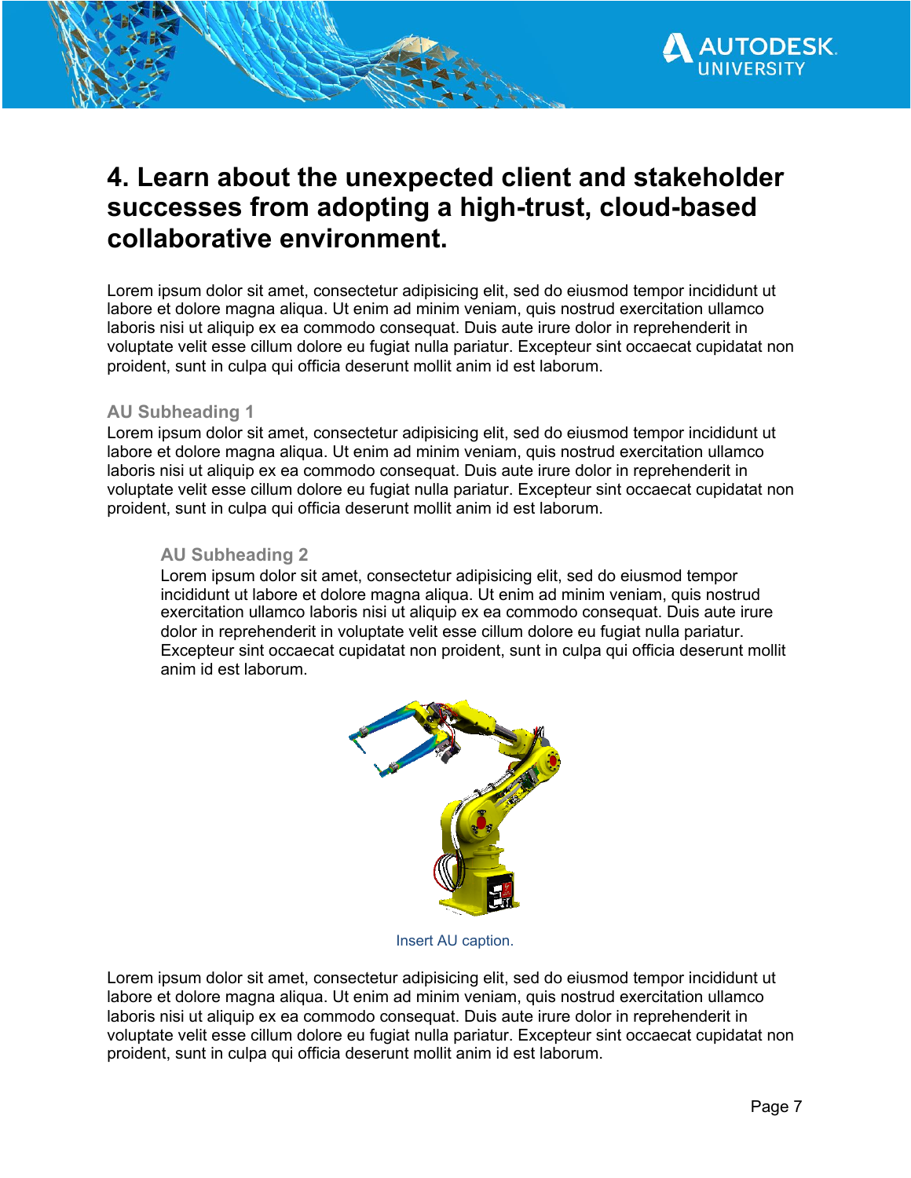# 4. Learn about the unexpected client and stakeholder successes from adopting a high-trust, cloud-based collaborative environment.

Lorem ipsum dolor sit amet, consectetur adipisicing elit, sed do eiusmod tempor incididunt ut labore et dolore magna aliqua. Ut enim ad minim veniam, quis nostrud exercitation ullamco laboris nisi ut aliquip ex ea commodo consequat. Duis aute irure dolor in reprehenderit in voluptate velit esse cillum dolore eu fugiat nulla pariatur. Excepteur sint occaecat cupidatat non proident, sunt in culpa qui officia deserunt mollit anim id est laborum.

## AU Subheading 1

Lorem ipsum dolor sit amet, consectetur adipisicing elit, sed do eiusmod tempor incididunt ut labore et dolore magna aliqua. Ut enim ad minim veniam, quis nostrud exercitation ullamco laboris nisi ut aliquip ex ea commodo consequat. Duis aute irure dolor in reprehenderit in voluptate velit esse cillum dolore eu fugiat nulla pariatur. Excepteur sint occaecat cupidatat non proident, sunt in culpa qui officia deserunt mollit anim id est laborum.

### AU Subheading 2

Lorem ipsum dolor sit amet, consectetur adipisicing elit, sed do eiusmod tempor incididunt ut labore et dolore magna aliqua. Ut enim ad minim veniam, quis nostrud exercitation ullamco laboris nisi ut aliquip ex ea commodo consequat. Duis aute irure dolor in reprehenderit in voluptate velit esse cillum dolore eu fugiat nulla pariatur. Excepteur sint occaecat cupidatat non proident, sunt in culpa qui officia deserunt mollit anim id est laborum.

Insert AU caption.

Lorem ipsum dolor sit amet, consectetur adipisicing elit, sed do eiusmod tempor incididunt ut labore et dolore magna aliqua. Ut enim ad minim veniam, quis nostrud exercitation ullamco laboris nisi ut aliquip ex ea commodo consequat. Duis aute irure dolor in reprehenderit in voluptate velit esse cillum dolore eu fugiat nulla pariatur. Excepteur sint occaecat cupidatat non proident, sunt in culpa qui officia deserunt mollit anim id est laborum.